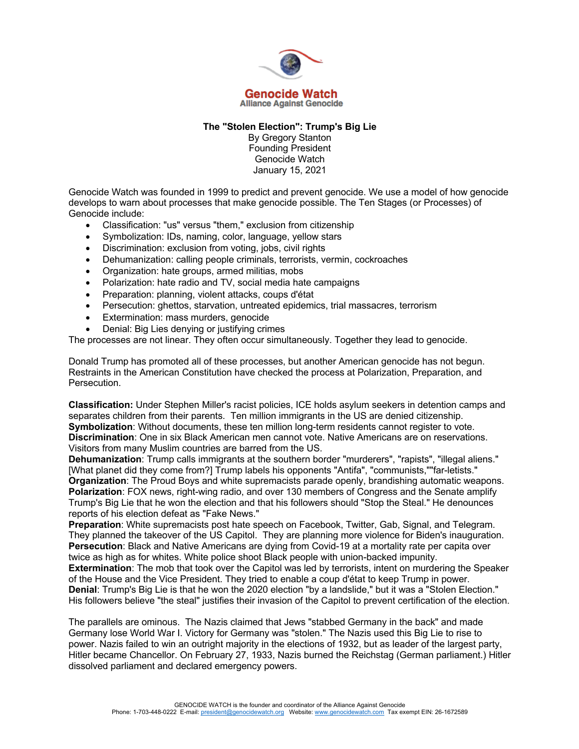Genocide Watch
Alliance Against Genocide

# The "Stolen Election": Trump's Big Lie

By Gregory Stanton
Founding President
Genocide Watch
January 15, 2021

Genocide Watch was founded in 1999 to predict and prevent genocide. We use a model of how genocide develops to warn about processes that make genocide possible. The Ten Stages (or Processes) of Genocide include:

- Classification: "us" versus "them," exclusion from citizenship
- Symbolization: IDs, naming, color, language, yellow stars
- Discrimination: exclusion from voting, jobs, civil rights
- Dehumanization: calling people criminals, terrorists, vermin, cockroaches
- Organization: hate groups, armed militias, mobs
- Polarization: hate radio and TV, social media hate campaigns
- Preparation: planning, violent attacks, coups d'état
- Persecution: ghettos, starvation, untreated epidemics, trial massacres, terrorism
- Extermination: mass murders, genocide
- Denial: Big Lies denying or justifying crimes

The processes are not linear. They often occur simultaneously. Together they lead to genocide.

Donald Trump has promoted all of these processes, but another American genocide has not begun. Restraints in the American Constitution have checked the process at Polarization, Preparation, and Persecution.

**Classification:** Under Stephen Miller's racist policies, ICE holds asylum seekers in detention camps and separates children from their parents. Ten million immigrants in the US are denied citizenship.
**Symbolization**: Without documents, these ten million long-term residents cannot register to vote.
**Discrimination**: One in six Black American men cannot vote. Native Americans are on reservations. Visitors from many Muslim countries are barred from the US.
**Dehumanization**: Trump calls immigrants at the southern border "murderers", "rapists", "illegal aliens." [What planet did they come from?] Trump labels his opponents "Antifa", "communists,""far-letists."
**Organization**: The Proud Boys and white supremacists parade openly, brandishing automatic weapons.
**Polarization**: FOX news, right-wing radio, and over 130 members of Congress and the Senate amplify Trump's Big Lie that he won the election and that his followers should "Stop the Steal." He denounces reports of his election defeat as "Fake News."
**Preparation**: White supremacists post hate speech on Facebook, Twitter, Gab, Signal, and Telegram. They planned the takeover of the US Capitol. They are planning more violence for Biden's inauguration.
**Persecution**: Black and Native Americans are dying from Covid-19 at a mortality rate per capita over twice as high as for whites. White police shoot Black people with union-backed impunity.
**Extermination**: The mob that took over the Capitol was led by terrorists, intent on murdering the Speaker of the House and the Vice President. They tried to enable a coup d'état to keep Trump in power.
**Denial**: Trump's Big Lie is that he won the 2020 election "by a landslide," but it was a "Stolen Election." His followers believe "the steal" justifies their invasion of the Capitol to prevent certification of the election.

The parallels are ominous. The Nazis claimed that Jews "stabbed Germany in the back" and made Germany lose World War I. Victory for Germany was "stolen." The Nazis used this Big Lie to rise to power. Nazis failed to win an outright majority in the elections of 1932, but as leader of the largest party, Hitler became Chancellor. On February 27, 1933, Nazis burned the Reichstag (German parliament.) Hitler dissolved parliament and declared emergency powers.

GENOCIDE WATCH is the founder and coordinator of the Alliance Against Genocide
Phone: 1-703-448-0222 E-mail: president@genocidewatch.org Website: www.genocidewatch.com Tax exempt EIN: 26-1672589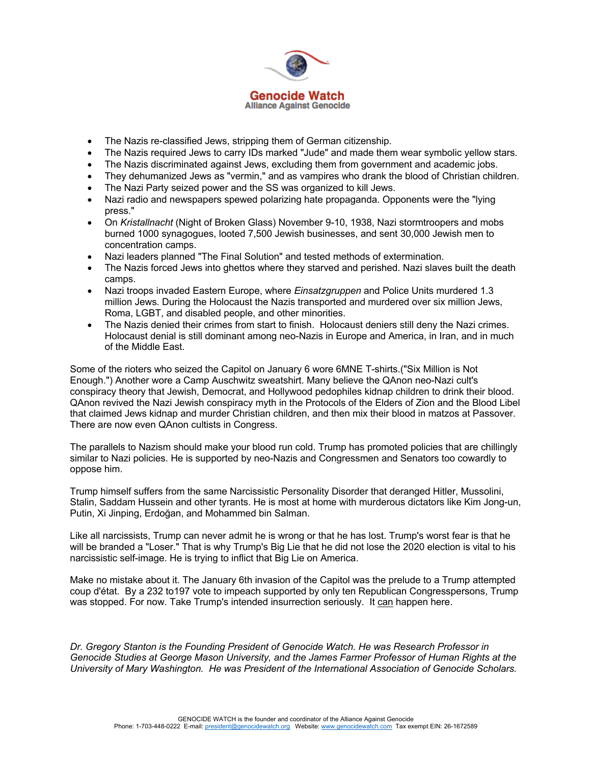- The Nazis re-classified Jews, stripping them of German citizenship.
- The Nazis required Jews to carry IDs marked "Jude" and made them wear symbolic yellow stars.
- The Nazis discriminated against Jews, excluding them from government and academic jobs.
- They dehumanized Jews as "vermin," and as vampires who drank the blood of Christian children.
- The Nazi Party seized power and the SS was organized to kill Jews.
- Nazi radio and newspapers spewed polarizing hate propaganda. Opponents were the "lying press."
- On *Kristallnacht* (Night of Broken Glass) November 9-10, 1938, Nazi stormtroopers and mobs burned 1000 synagogues, looted 7,500 Jewish businesses, and sent 30,000 Jewish men to concentration camps.
- Nazi leaders planned "The Final Solution" and tested methods of extermination.
- The Nazis forced Jews into ghettos where they starved and perished. Nazi slaves built the death camps.
- Nazi troops invaded Eastern Europe, where *Einsatzgruppen* and Police Units murdered 1.3 million Jews. During the Holocaust the Nazis transported and murdered over six million Jews, Roma, LGBT, and disabled people, and other minorities.
- The Nazis denied their crimes from start to finish. Holocaust deniers still deny the Nazi crimes. Holocaust denial is still dominant among neo-Nazis in Europe and America, in Iran, and in much of the Middle East.

Some of the rioters who seized the Capitol on January 6 wore 6MNE T-shirts.("Six Million is Not Enough.") Another wore a Camp Auschwitz sweatshirt. Many believe the QAnon neo-Nazi cult's conspiracy theory that Jewish, Democrat, and Hollywood pedophiles kidnap children to drink their blood. QAnon revived the Nazi Jewish conspiracy myth in the Protocols of the Elders of Zion and the Blood Libel that claimed Jews kidnap and murder Christian children, and then mix their blood in matzos at Passover. There are now even QAnon cultists in Congress.

The parallels to Nazism should make your blood run cold. Trump has promoted policies that are chillingly similar to Nazi policies. He is supported by neo-Nazis and Congressmen and Senators too cowardly to oppose him.

Trump himself suffers from the same Narcissistic Personality Disorder that deranged Hitler, Mussolini, Stalin, Saddam Hussein and other tyrants. He is most at home with murderous dictators like Kim Jong-un, Putin, Xi Jinping, Erdoğan, and Mohammed bin Salman.

Like all narcissists, Trump can never admit he is wrong or that he has lost. Trump's worst fear is that he will be branded a "Loser." That is why Trump's Big Lie that he did not lose the 2020 election is vital to his narcissistic self-image. He is trying to inflict that Big Lie on America.

Make no mistake about it. The January 6th invasion of the Capitol was the prelude to a Trump attempted coup d'état. By a 232 to197 vote to impeach supported by only ten Republican Congresspersons, Trump was stopped. For now. Take Trump's intended insurrection seriously. It <u>can</u> happen here.

*Dr. Gregory Stanton is the Founding President of Genocide Watch. He was Research Professor in Genocide Studies at George Mason University, and the James Farmer Professor of Human Rights at the University of Mary Washington. He was President of the International Association of Genocide Scholars.*